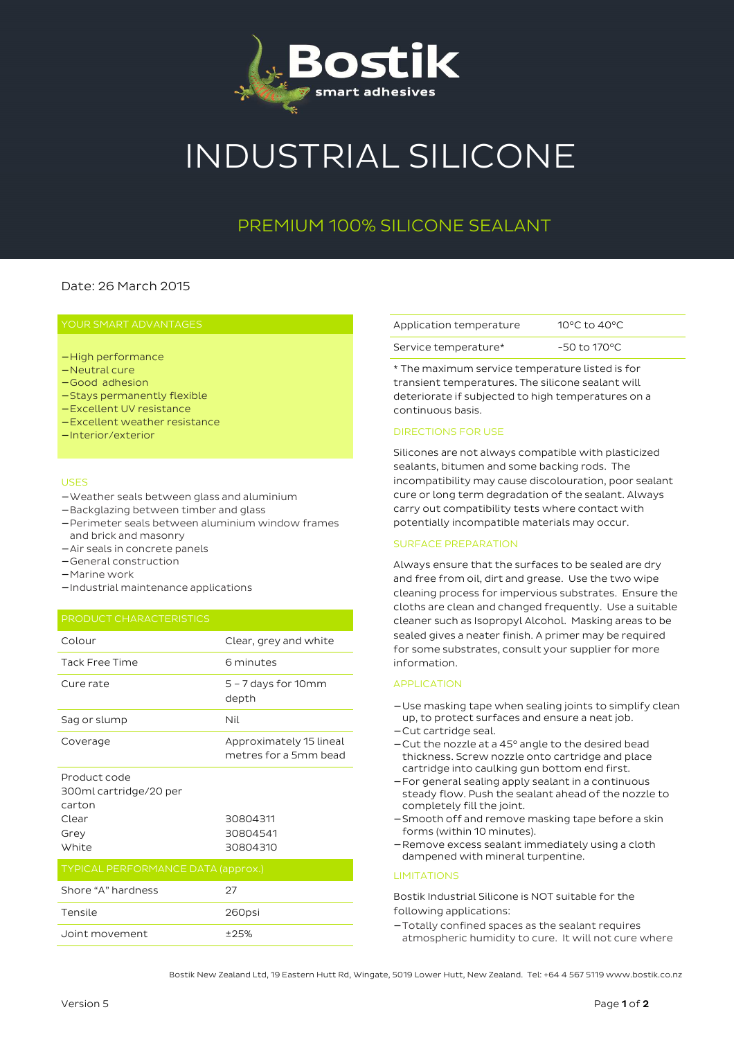# Bostik

smart adhesives

# INDUSTRIAL SILICONE

## PREMIUM 100% SILICONE SEALANT

Date: 26 March 2015

### YOUR SMART ADVANTAGES

- High performance
- Neutral cure
- Good adhesion
- Stays permanently flexible
- Excellent UV resistance
- Excellent weather resistance
- Interior/exterior

### USES

- Weather seals between glass and aluminium
- Backglazing between timber and glass
- Perimeter seals between aluminium window frames and brick and masonry
- Air seals in concrete panels
- General construction
- Marine work
- Industrial maintenance applications

### PRODUCT CHARACTERISTICS

| | |
|---|---|
| Colour | Clear, grey and white |
| Tack Free Time | 6 minutes |
| Cure rate | 5 – 7 days for 10mm depth |
| Sag or slump | Nil |
| Coverage | Approximately 15 lineal metres for a 5mm bead |
| Product code<br>300ml cartridge/20 per carton | |
| Clear | 30804311 |
| Grey | 30804541 |
| White | 30804310 |

### TYPICAL PERFORMANCE DATA (approx.)

| | |
|---|---|
| Shore "A" hardness | 27 |
| Tensile | 260psi |
| Joint movement | ±25% |

| | |
|---|---|
| Application temperature | 10°C to 40°C |
| Service temperature* | -50 to 170°C |

* The maximum service temperature listed is for transient temperatures. The silicone sealant will deteriorate if subjected to high temperatures on a continuous basis.

### DIRECTIONS FOR USE

Silicones are not always compatible with plasticized sealants, bitumen and some backing rods. The incompatibility may cause discolouration, poor sealant cure or long term degradation of the sealant. Always carry out compatibility tests where contact with potentially incompatible materials may occur.

### SURFACE PREPARATION

Always ensure that the surfaces to be sealed are dry and free from oil, dirt and grease. Use the two wipe cleaning process for impervious substrates. Ensure the cloths are clean and changed frequently. Use a suitable cleaner such as Isopropyl Alcohol. Masking areas to be sealed gives a neater finish. A primer may be required for some substrates, consult your supplier for more information.

### APPLICATION

- Use masking tape when sealing joints to simplify clean up, to protect surfaces and ensure a neat job.
- Cut cartridge seal.
- Cut the nozzle at a 45° angle to the desired bead thickness. Screw nozzle onto cartridge and place cartridge into caulking gun bottom end first.
- For general sealing apply sealant in a continuous steady flow. Push the sealant ahead of the nozzle to completely fill the joint.
- Smooth off and remove masking tape before a skin forms (within 10 minutes).
- Remove excess sealant immediately using a cloth dampened with mineral turpentine.

### LIMITATIONS

Bostik Industrial Silicone is NOT suitable for the following applications:

- Totally confined spaces as the sealant requires atmospheric humidity to cure. It will not cure where

Bostik New Zealand Ltd, 19 Eastern Hutt Rd, Wingate, 5019 Lower Hutt, New Zealand. Tel: +64 4 567 5119 www.bostik.co.nz

Version 5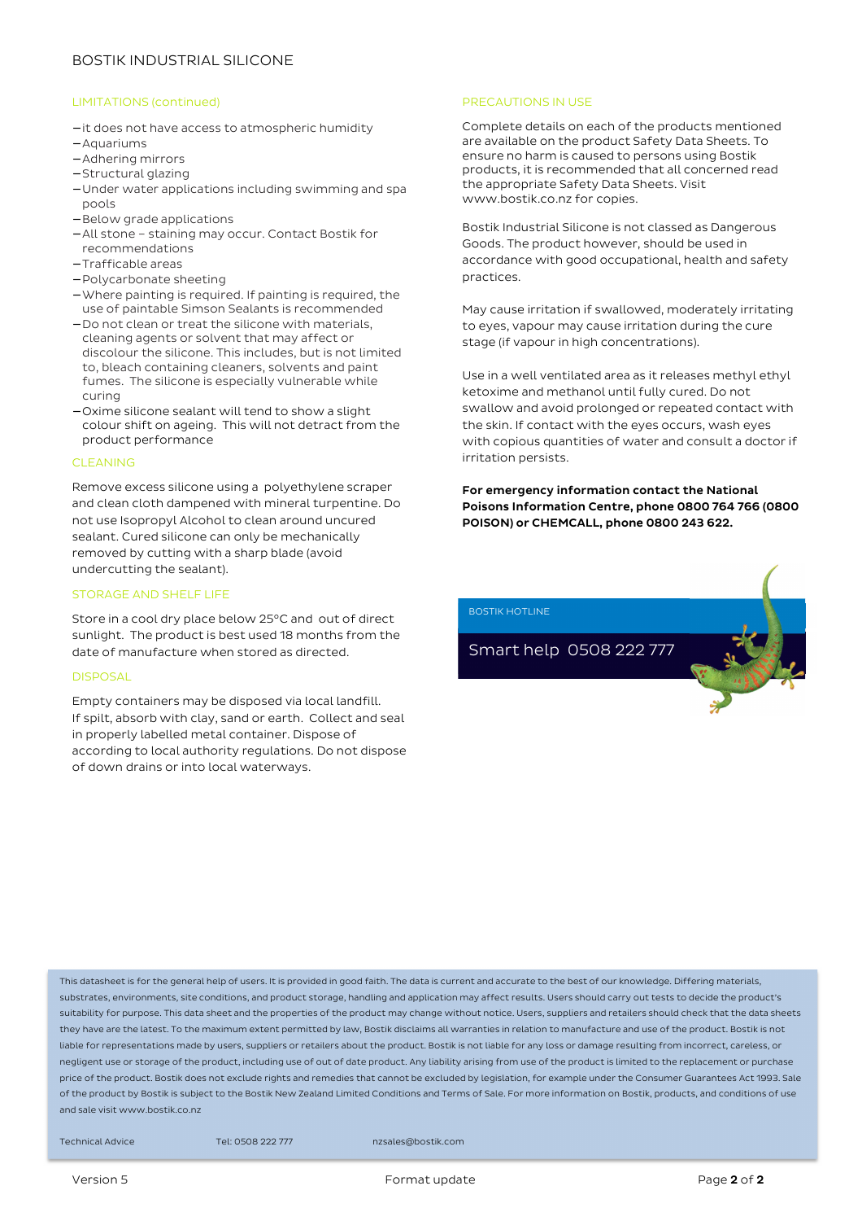### LIMITATIONS (continued)

- it does not have access to atmospheric humidity
- Aquariums
- Adhering mirrors
- Structural glazing
- Under water applications including swimming and spa pools
- Below grade applications
- All stone – staining may occur. Contact Bostik for recommendations
- Trafficable areas
- Polycarbonate sheeting
- Where painting is required. If painting is required, the use of paintable Simson Sealants is recommended
- Do not clean or treat the silicone with materials, cleaning agents or solvent that may affect or discolour the silicone. This includes, but is not limited to, bleach containing cleaners, solvents and paint fumes. The silicone is especially vulnerable while curing
- Oxime silicone sealant will tend to show a slight colour shift on ageing. This will not detract from the product performance

### CLEANING

Remove excess silicone using a polyethylene scraper and clean cloth dampened with mineral turpentine. Do not use Isopropyl Alcohol to clean around uncured sealant. Cured silicone can only be mechanically removed by cutting with a sharp blade (avoid undercutting the sealant).

### STORAGE AND SHELF LIFE

Store in a cool dry place below 25°C and out of direct sunlight. The product is best used 18 months from the date of manufacture when stored as directed.

### DISPOSAL

Empty containers may be disposed via local landfill. If spilt, absorb with clay, sand or earth. Collect and seal in properly labelled metal container. Dispose of according to local authority regulations. Do not dispose of down drains or into local waterways.

### PRECAUTIONS IN USE

Complete details on each of the products mentioned are available on the product Safety Data Sheets. To ensure no harm is caused to persons using Bostik products, it is recommended that all concerned read the appropriate Safety Data Sheets. Visit www.bostik.co.nz for copies.

Bostik Industrial Silicone is not classed as Dangerous Goods. The product however, should be used in accordance with good occupational, health and safety practices.

May cause irritation if swallowed, moderately irritating to eyes, vapour may cause irritation during the cure stage (if vapour in high concentrations).

Use in a well ventilated area as it releases methyl ethyl ketoxime and methanol until fully cured. Do not swallow and avoid prolonged or repeated contact with the skin. If contact with the eyes occurs, wash eyes with copious quantities of water and consult a doctor if irritation persists.

**For emergency information contact the National Poisons Information Centre, phone 0800 764 766 (0800 POISON) or CHEMCALL, phone 0800 243 622.**

BOSTIK HOTLINE

Smart help 0508 222 777

This datasheet is for the general help of users. It is provided in good faith. The data is current and accurate to the best of our knowledge. Differing materials, substrates, environments, site conditions, and product storage, handling and application may affect results. Users should carry out tests to decide the product's suitability for purpose. This data sheet and the properties of the product may change without notice. Users, suppliers and retailers should check that the data sheets they have are the latest. To the maximum extent permitted by law, Bostik disclaims all warranties in relation to manufacture and use of the product. Bostik is not liable for representations made by users, suppliers or retailers about the product. Bostik is not liable for any loss or damage resulting from incorrect, careless, or negligent use or storage of the product, including use of out of date product. Any liability arising from use of the product is limited to the replacement or purchase price of the product. Bostik does not exclude rights and remedies that cannot be excluded by legislation, for example under the Consumer Guarantees Act 1993. Sale of the product by Bostik is subject to the Bostik New Zealand Limited Conditions and Terms of Sale. For more information on Bostik, products, and conditions of use and sale visit www.bostik.co.nz

Technical Advice Tel: 0508 222 777 nzsales@bostik.com

Version 5 Format update